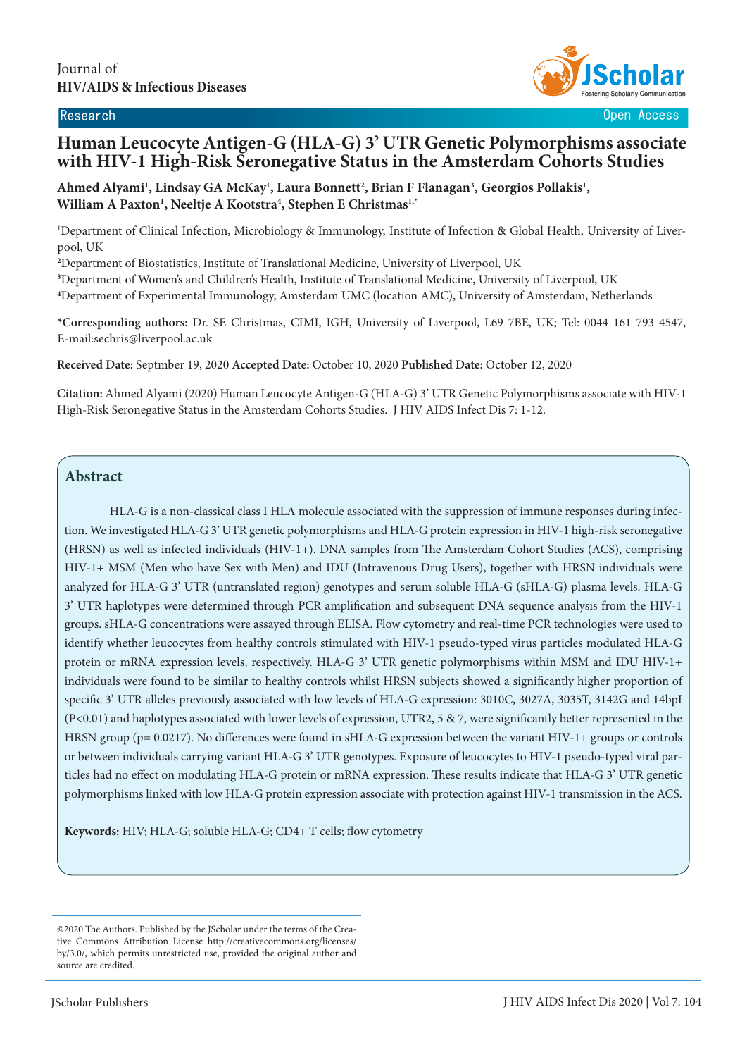Journal of
**HIV/AIDS & Infectious Diseases**

Research

Open Access

# Human Leucocyte Antigen-G (HLA-G) 3' UTR Genetic Polymorphisms associate with HIV-1 High-Risk Seronegative Status in the Amsterdam Cohorts Studies

**Ahmed Alyami[1], Lindsay GA McKay[1], Laura Bonnett[2], Brian F Flanagan[3], Georgios Pollakis[1], William A Paxton[1], Neeltje A Kootstra[4], Stephen E Christmas[1,*]**

[1]Department of Clinical Infection, Microbiology & Immunology, Institute of Infection & Global Health, University of Liverpool, UK

[2]Department of Biostatistics, Institute of Translational Medicine, University of Liverpool, UK

[3]Department of Women's and Children's Health, Institute of Translational Medicine, University of Liverpool, UK

[4]Department of Experimental Immunology, Amsterdam UMC (location AMC), University of Amsterdam, Netherlands

***Corresponding authors:** Dr. SE Christmas, CIMI, IGH, University of Liverpool, L69 7BE, UK; Tel: 0044 161 793 4547, E-mail:sechris@liverpool.ac.uk

**Received Date:** Septmber 19, 2020 **Accepted Date:** October 10, 2020 **Published Date:** October 12, 2020

**Citation:** Ahmed Alyami (2020) Human Leucocyte Antigen-G (HLA-G) 3' UTR Genetic Polymorphisms associate with HIV-1 High-Risk Seronegative Status in the Amsterdam Cohorts Studies. J HIV AIDS Infect Dis 7: 1-12.

## Abstract

HLA-G is a non-classical class I HLA molecule associated with the suppression of immune responses during infection. We investigated HLA-G 3' UTR genetic polymorphisms and HLA-G protein expression in HIV-1 high-risk seronegative (HRSN) as well as infected individuals (HIV-1+). DNA samples from The Amsterdam Cohort Studies (ACS), comprising HIV-1+ MSM (Men who have Sex with Men) and IDU (Intravenous Drug Users), together with HRSN individuals were analyzed for HLA-G 3' UTR (untranslated region) genotypes and serum soluble HLA-G (sHLA-G) plasma levels. HLA-G 3' UTR haplotypes were determined through PCR amplification and subsequent DNA sequence analysis from the HIV-1 groups. sHLA-G concentrations were assayed through ELISA. Flow cytometry and real-time PCR technologies were used to identify whether leucocytes from healthy controls stimulated with HIV-1 pseudo-typed virus particles modulated HLA-G protein or mRNA expression levels, respectively. HLA-G 3' UTR genetic polymorphisms within MSM and IDU HIV-1+ individuals were found to be similar to healthy controls whilst HRSN subjects showed a significantly higher proportion of specific 3' UTR alleles previously associated with low levels of HLA-G expression: 3010C, 3027A, 3035T, 3142G and 14bpI ($P<0.01$) and haplotypes associated with lower levels of expression, UTR2, 5 & 7, were significantly better represented in the HRSN group ($p= 0.0217$). No differences were found in sHLA-G expression between the variant HIV-1+ groups or controls or between individuals carrying variant HLA-G 3' UTR genotypes. Exposure of leucocytes to HIV-1 pseudo-typed viral particles had no effect on modulating HLA-G protein or mRNA expression. These results indicate that HLA-G 3' UTR genetic polymorphisms linked with low HLA-G protein expression associate with protection against HIV-1 transmission in the ACS.

**Keywords:** HIV; HLA-G; soluble HLA-G; CD4+ T cells; flow cytometry

©2020 The Authors. Published by the JScholar under the terms of the Creative Commons Attribution License http://creativecommons.org/licenses/by/3.0/, which permits unrestricted use, provided the original author and source are credited.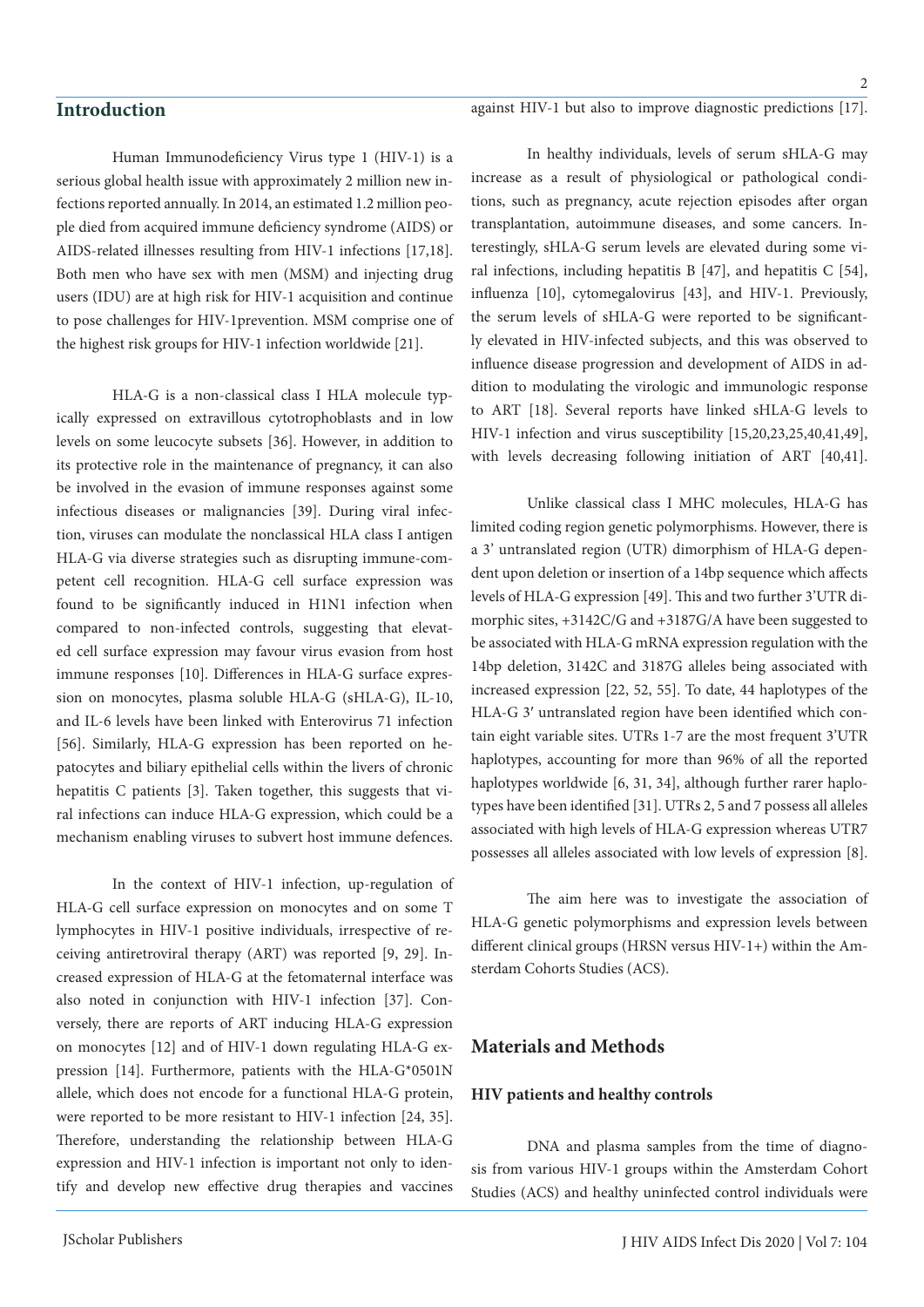## Introduction

Human Immunodeficiency Virus type 1 (HIV-1) is a serious global health issue with approximately 2 million new infections reported annually. In 2014, an estimated 1.2 million people died from acquired immune deficiency syndrome (AIDS) or AIDS-related illnesses resulting from HIV-1 infections [17,18]. Both men who have sex with men (MSM) and injecting drug users (IDU) are at high risk for HIV-1 acquisition and continue to pose challenges for HIV-1prevention. MSM comprise one of the highest risk groups for HIV-1 infection worldwide [21].

HLA-G is a non-classical class I HLA molecule typically expressed on extravillous cytotrophoblasts and in low levels on some leucocyte subsets [36]. However, in addition to its protective role in the maintenance of pregnancy, it can also be involved in the evasion of immune responses against some infectious diseases or malignancies [39]. During viral infection, viruses can modulate the nonclassical HLA class I antigen HLA-G via diverse strategies such as disrupting immune-competent cell recognition. HLA-G cell surface expression was found to be significantly induced in H1N1 infection when compared to non-infected controls, suggesting that elevated cell surface expression may favour virus evasion from host immune responses [10]. Differences in HLA-G surface expression on monocytes, plasma soluble HLA-G (sHLA-G), IL-10, and IL-6 levels have been linked with Enterovirus 71 infection [56]. Similarly, HLA-G expression has been reported on hepatocytes and biliary epithelial cells within the livers of chronic hepatitis C patients [3]. Taken together, this suggests that viral infections can induce HLA-G expression, which could be a mechanism enabling viruses to subvert host immune defences.

In the context of HIV-1 infection, up-regulation of HLA-G cell surface expression on monocytes and on some T lymphocytes in HIV-1 positive individuals, irrespective of receiving antiretroviral therapy (ART) was reported [9, 29]. Increased expression of HLA-G at the fetomaternal interface was also noted in conjunction with HIV-1 infection [37]. Conversely, there are reports of ART inducing HLA-G expression on monocytes [12] and of HIV-1 down regulating HLA-G expression [14]. Furthermore, patients with the HLA-G*0501N allele, which does not encode for a functional HLA-G protein, were reported to be more resistant to HIV-1 infection [24, 35]. Therefore, understanding the relationship between HLA-G expression and HIV-1 infection is important not only to identify and develop new effective drug therapies and vaccines against HIV-1 but also to improve diagnostic predictions [17].

In healthy individuals, levels of serum sHLA-G may increase as a result of physiological or pathological conditions, such as pregnancy, acute rejection episodes after organ transplantation, autoimmune diseases, and some cancers. Interestingly, sHLA-G serum levels are elevated during some viral infections, including hepatitis B [47], and hepatitis C [54], influenza [10], cytomegalovirus [43], and HIV-1. Previously, the serum levels of sHLA-G were reported to be significantly elevated in HIV-infected subjects, and this was observed to influence disease progression and development of AIDS in addition to modulating the virologic and immunologic response to ART [18]. Several reports have linked sHLA-G levels to HIV-1 infection and virus susceptibility [15,20,23,25,40,41,49], with levels decreasing following initiation of ART [40,41].

Unlike classical class I MHC molecules, HLA-G has limited coding region genetic polymorphisms. However, there is a 3' untranslated region (UTR) dimorphism of HLA-G dependent upon deletion or insertion of a 14bp sequence which affects levels of HLA-G expression [49]. This and two further 3'UTR dimorphic sites, +3142C/G and +3187G/A have been suggested to be associated with HLA-G mRNA expression regulation with the 14bp deletion, 3142C and 3187G alleles being associated with increased expression [22, 52, 55]. To date, 44 haplotypes of the HLA-G 3′ untranslated region have been identified which contain eight variable sites. UTRs 1-7 are the most frequent 3'UTR haplotypes, accounting for more than 96% of all the reported haplotypes worldwide [6, 31, 34], although further rarer haplotypes have been identified [31]. UTRs 2, 5 and 7 possess all alleles associated with high levels of HLA-G expression whereas UTR7 possesses all alleles associated with low levels of expression [8].

The aim here was to investigate the association of HLA-G genetic polymorphisms and expression levels between different clinical groups (HRSN versus HIV-1+) within the Amsterdam Cohorts Studies (ACS).

## Materials and Methods

### HIV patients and healthy controls

DNA and plasma samples from the time of diagnosis from various HIV-1 groups within the Amsterdam Cohort Studies (ACS) and healthy uninfected control individuals were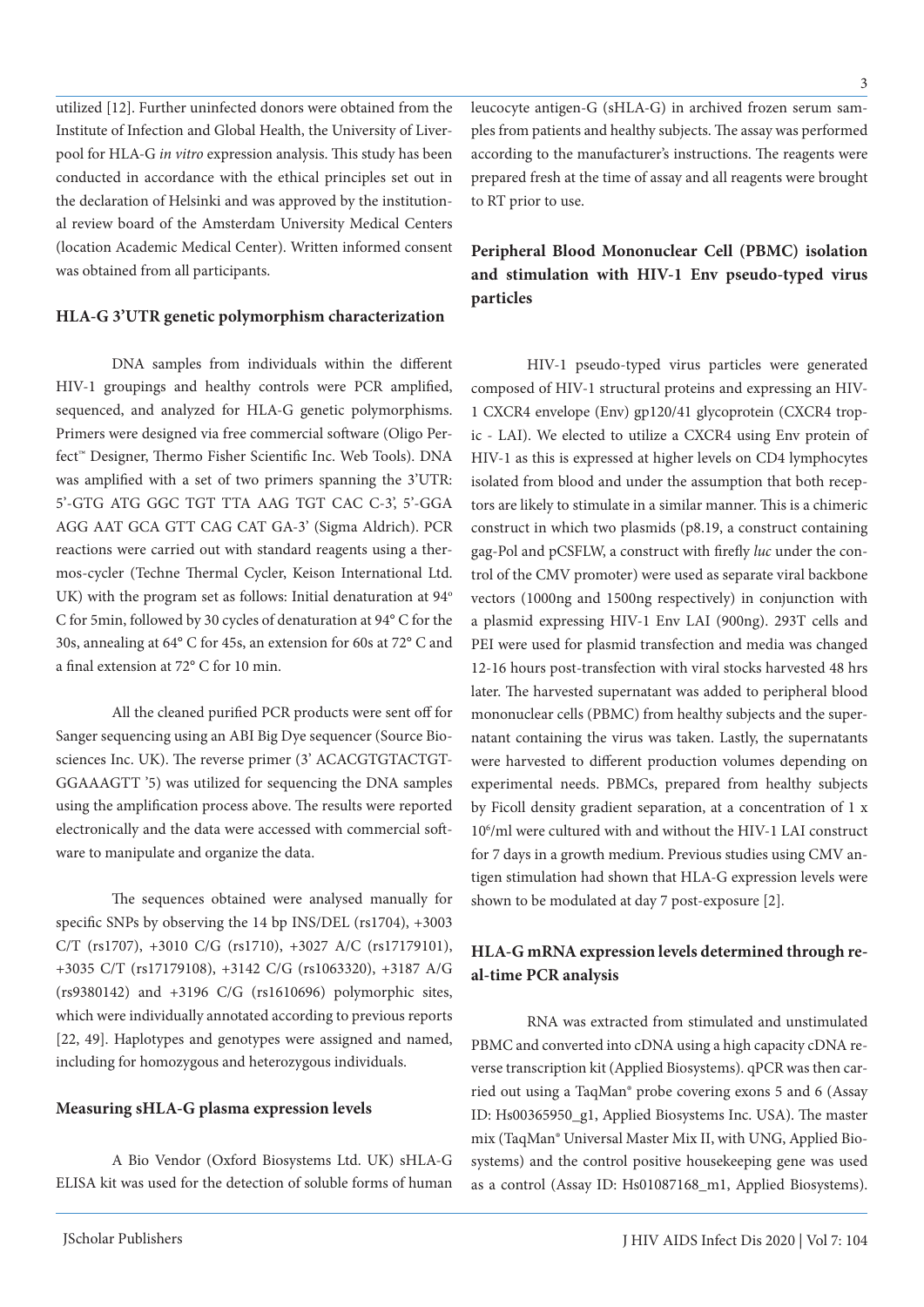utilized [12]. Further uninfected donors were obtained from the Institute of Infection and Global Health, the University of Liverpool for HLA-G *in vitro* expression analysis. This study has been conducted in accordance with the ethical principles set out in the declaration of Helsinki and was approved by the institutional review board of the Amsterdam University Medical Centers (location Academic Medical Center). Written informed consent was obtained from all participants.

## HLA-G 3'UTR genetic polymorphism characterization

DNA samples from individuals within the different HIV-1 groupings and healthy controls were PCR amplified, sequenced, and analyzed for HLA-G genetic polymorphisms. Primers were designed via free commercial software (Oligo Perfect™ Designer, Thermo Fisher Scientific Inc. Web Tools). DNA was amplified with a set of two primers spanning the 3'UTR: 5'-GTG ATG GGC TGT TTA AAG TGT CAC C-3', 5'-GGA AGG AAT GCA GTT CAG CAT GA-3' (Sigma Aldrich). PCR reactions were carried out with standard reagents using a thermos-cycler (Techne Thermal Cycler, Keison International Ltd. UK) with the program set as follows: Initial denaturation at 94º C for 5min, followed by 30 cycles of denaturation at 94° C for the 30s, annealing at 64° C for 45s, an extension for 60s at 72° C and a final extension at 72° C for 10 min.

All the cleaned purified PCR products were sent off for Sanger sequencing using an ABI Big Dye sequencer (Source Biosciences Inc. UK). The reverse primer (3' ACACGTGTACTGTGGAAAGTT '5) was utilized for sequencing the DNA samples using the amplification process above. The results were reported electronically and the data were accessed with commercial software to manipulate and organize the data.

The sequences obtained were analysed manually for specific SNPs by observing the 14 bp INS/DEL (rs1704), +3003 C/T (rs1707), +3010 C/G (rs1710), +3027 A/C (rs17179101), +3035 C/T (rs17179108), +3142 C/G (rs1063320), +3187 A/G (rs9380142) and +3196 C/G (rs1610696) polymorphic sites, which were individually annotated according to previous reports [22, 49]. Haplotypes and genotypes were assigned and named, including for homozygous and heterozygous individuals.

## Measuring sHLA-G plasma expression levels

A Bio Vendor (Oxford Biosystems Ltd. UK) sHLA-G ELISA kit was used for the detection of soluble forms of human leucocyte antigen-G (sHLA-G) in archived frozen serum samples from patients and healthy subjects. The assay was performed according to the manufacturer's instructions. The reagents were prepared fresh at the time of assay and all reagents were brought to RT prior to use.

## Peripheral Blood Mononuclear Cell (PBMC) isolation and stimulation with HIV-1 Env pseudo-typed virus particles

HIV-1 pseudo-typed virus particles were generated composed of HIV-1 structural proteins and expressing an HIV-1 CXCR4 envelope (Env) gp120/41 glycoprotein (CXCR4 tropic - LAI). We elected to utilize a CXCR4 using Env protein of HIV-1 as this is expressed at higher levels on CD4 lymphocytes isolated from blood and under the assumption that both receptors are likely to stimulate in a similar manner. This is a chimeric construct in which two plasmids (p8.19, a construct containing gag-Pol and pCSFLW, a construct with firefly *luc* under the control of the CMV promoter) were used as separate viral backbone vectors (1000ng and 1500ng respectively) in conjunction with a plasmid expressing HIV-1 Env LAI (900ng). 293T cells and PEI were used for plasmid transfection and media was changed 12-16 hours post-transfection with viral stocks harvested 48 hrs later. The harvested supernatant was added to peripheral blood mononuclear cells (PBMC) from healthy subjects and the supernatant containing the virus was taken. Lastly, the supernatants were harvested to different production volumes depending on experimental needs. PBMCs, prepared from healthy subjects by Ficoll density gradient separation, at a concentration of 1 x $10^6$/ml were cultured with and without the HIV-1 LAI construct for 7 days in a growth medium. Previous studies using CMV antigen stimulation had shown that HLA-G expression levels were shown to be modulated at day 7 post-exposure [2].

## HLA-G mRNA expression levels determined through real-time PCR analysis

RNA was extracted from stimulated and unstimulated PBMC and converted into cDNA using a high capacity cDNA reverse transcription kit (Applied Biosystems). qPCR was then carried out using a TaqMan® probe covering exons 5 and 6 (Assay ID: Hs00365950_g1, Applied Biosystems Inc. USA). The master mix (TaqMan® Universal Master Mix II, with UNG, Applied Biosystems) and the control positive housekeeping gene was used as a control (Assay ID: Hs01087168_m1, Applied Biosystems).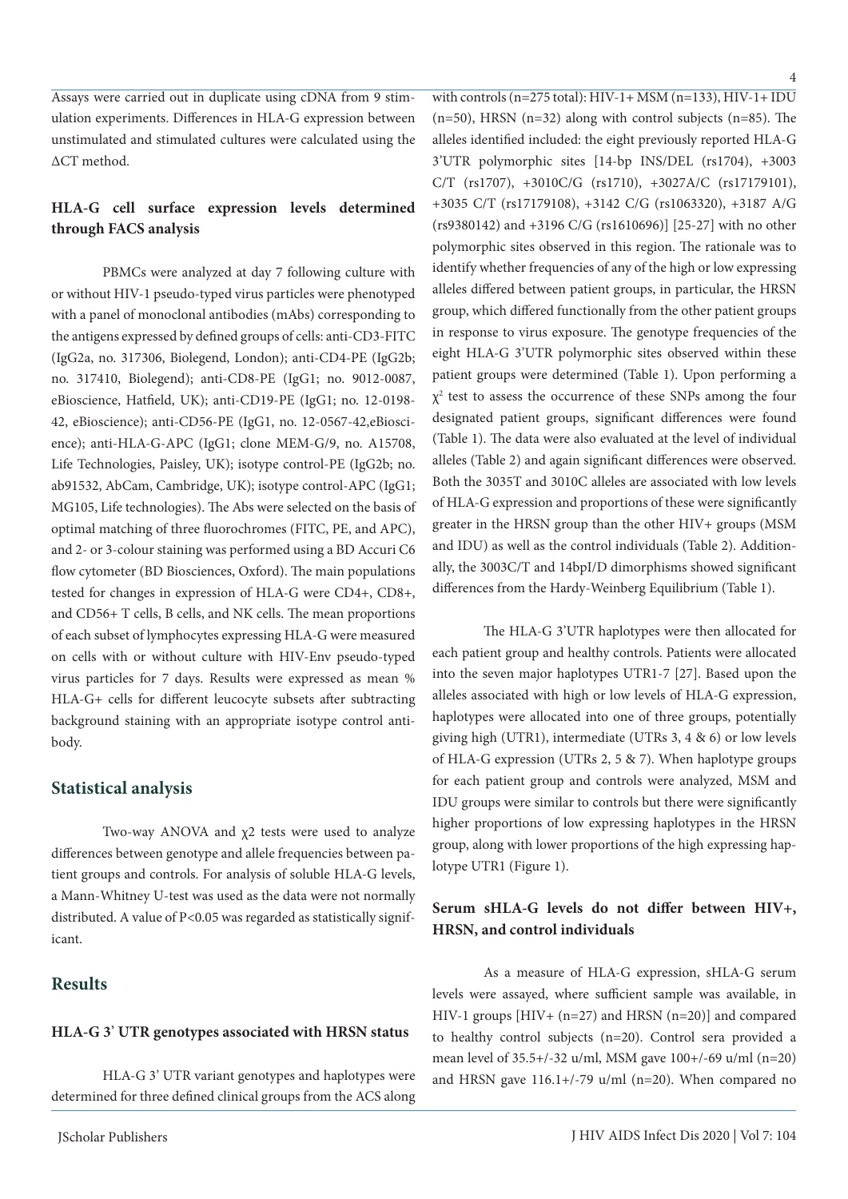Assays were carried out in duplicate using cDNA from 9 stimulation experiments. Differences in HLA-G expression between unstimulated and stimulated cultures were calculated using the ΔCT method.

### HLA-G cell surface expression levels determined through FACS analysis

PBMCs were analyzed at day 7 following culture with or without HIV-1 pseudo-typed virus particles were phenotyped with a panel of monoclonal antibodies (mAbs) corresponding to the antigens expressed by defined groups of cells: anti-CD3-FITC (IgG2a, no. 317306, Biolegend, London); anti-CD4-PE (IgG2b; no. 317410, Biolegend); anti-CD8-PE (IgG1; no. 9012-0087, eBioscience, Hatfield, UK); anti-CD19-PE (IgG1; no. 12-0198-42, eBioscience); anti-CD56-PE (IgG1, no. 12-0567-42,eBioscience); anti-HLA-G-APC (IgG1; clone MEM-G/9, no. A15708, Life Technologies, Paisley, UK); isotype control-PE (IgG2b; no. ab91532, AbCam, Cambridge, UK); isotype control-APC (IgG1; MG105, Life technologies). The Abs were selected on the basis of optimal matching of three fluorochromes (FITC, PE, and APC), and 2- or 3-colour staining was performed using a BD Accuri C6 flow cytometer (BD Biosciences, Oxford). The main populations tested for changes in expression of HLA-G were CD4+, CD8+, and CD56+ T cells, B cells, and NK cells. The mean proportions of each subset of lymphocytes expressing HLA-G were measured on cells with or without culture with HIV-Env pseudo-typed virus particles for 7 days. Results were expressed as mean % HLA-G+ cells for different leucocyte subsets after subtracting background staining with an appropriate isotype control antibody.

## Statistical analysis

Two-way ANOVA and $\chi 2$ tests were used to analyze differences between genotype and allele frequencies between patient groups and controls. For analysis of soluble HLA-G levels, a Mann-Whitney U-test was used as the data were not normally distributed. A value of $P<0.05$ was regarded as statistically significant.

## Results

### HLA-G 3' UTR genotypes associated with HRSN status

HLA-G 3' UTR variant genotypes and haplotypes were determined for three defined clinical groups from the ACS along with controls (n=275 total): HIV-1+ MSM (n=133), HIV-1+ IDU (n=50), HRSN (n=32) along with control subjects (n=85). The alleles identified included: the eight previously reported HLA-G 3'UTR polymorphic sites [14-bp INS/DEL (rs1704), +3003 C/T (rs1707), +3010C/G (rs1710), +3027A/C (rs17179101), +3035 C/T (rs17179108), +3142 C/G (rs1063320), +3187 A/G (rs9380142) and +3196 C/G (rs1610696)] [25-27] with no other polymorphic sites observed in this region. The rationale was to identify whether frequencies of any of the high or low expressing alleles differed between patient groups, in particular, the HRSN group, which differed functionally from the other patient groups in response to virus exposure. The genotype frequencies of the eight HLA-G 3'UTR polymorphic sites observed within these patient groups were determined (Table 1). Upon performing a $\chi^2$ test to assess the occurrence of these SNPs among the four designated patient groups, significant differences were found (Table 1). The data were also evaluated at the level of individual alleles (Table 2) and again significant differences were observed. Both the 3035T and 3010C alleles are associated with low levels of HLA-G expression and proportions of these were significantly greater in the HRSN group than the other HIV+ groups (MSM and IDU) as well as the control individuals (Table 2). Additionally, the 3003C/T and 14bpI/D dimorphisms showed significant differences from the Hardy-Weinberg Equilibrium (Table 1).

The HLA-G 3'UTR haplotypes were then allocated for each patient group and healthy controls. Patients were allocated into the seven major haplotypes UTR1-7 [27]. Based upon the alleles associated with high or low levels of HLA-G expression, haplotypes were allocated into one of three groups, potentially giving high (UTR1), intermediate (UTRs 3, 4 & 6) or low levels of HLA-G expression (UTRs 2, 5 & 7). When haplotype groups for each patient group and controls were analyzed, MSM and IDU groups were similar to controls but there were significantly higher proportions of low expressing haplotypes in the HRSN group, along with lower proportions of the high expressing haplotype UTR1 (Figure 1).

### Serum sHLA-G levels do not differ between HIV+, HRSN, and control individuals

As a measure of HLA-G expression, sHLA-G serum levels were assayed, where sufficient sample was available, in HIV-1 groups [HIV+ (n=27) and HRSN (n=20)] and compared to healthy control subjects (n=20). Control sera provided a mean level of 35.5+/-32 u/ml, MSM gave 100+/-69 u/ml (n=20) and HRSN gave 116.1+/-79 u/ml (n=20). When compared no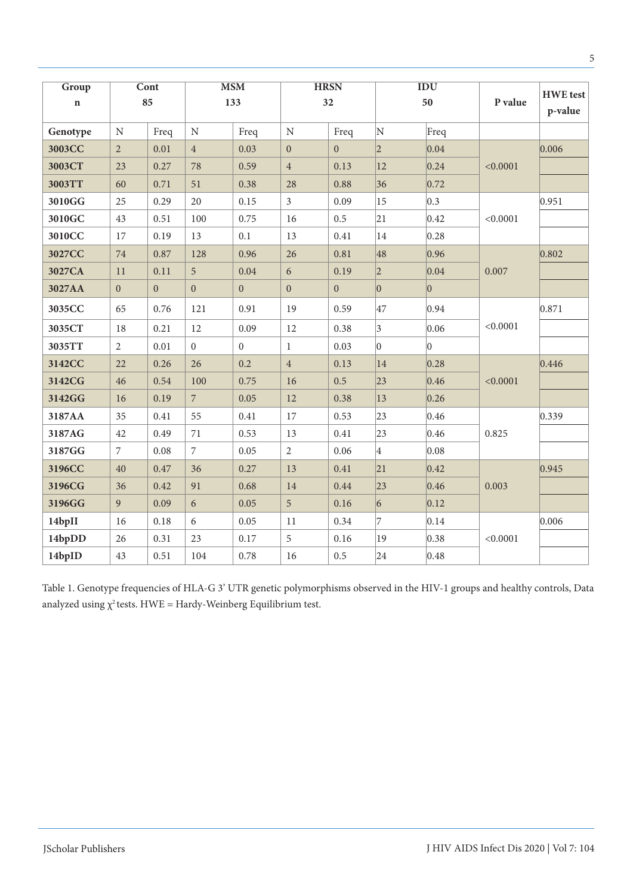| Group | Cont | | MSM | | HRSN | | IDU | | P value | HWE test p-value |
|---|---|---|---|---|---|---|---|---|---|---|
| n | 85 | | 133 | | 32 | | 50 | | | |
| Genotype | N | Freq | N | Freq | N | Freq | N | Freq | | |
| 3003CC | 2 | 0.01 | 4 | 0.03 | 0 | 0 | 2 | 0.04 | <0.0001 | 0.006 |
| 3003CT | 23 | 0.27 | 78 | 0.59 | 4 | 0.13 | 12 | 0.24 | | |
| 3003TT | 60 | 0.71 | 51 | 0.38 | 28 | 0.88 | 36 | 0.72 | | |
| 3010GG | 25 | 0.29 | 20 | 0.15 | 3 | 0.09 | 15 | 0.3 | <0.0001 | 0.951 |
| 3010GC | 43 | 0.51 | 100 | 0.75 | 16 | 0.5 | 21 | 0.42 | | |
| 3010CC | 17 | 0.19 | 13 | 0.1 | 13 | 0.41 | 14 | 0.28 | | |
| 3027CC | 74 | 0.87 | 128 | 0.96 | 26 | 0.81 | 48 | 0.96 | 0.007 | 0.802 |
| 3027CA | 11 | 0.11 | 5 | 0.04 | 6 | 0.19 | 2 | 0.04 | | |
| 3027AA | 0 | 0 | 0 | 0 | 0 | 0 | 0 | 0 | | |
| 3035CC | 65 | 0.76 | 121 | 0.91 | 19 | 0.59 | 47 | 0.94 | <0.0001 | 0.871 |
| 3035CT | 18 | 0.21 | 12 | 0.09 | 12 | 0.38 | 3 | 0.06 | | |
| 3035TT | 2 | 0.01 | 0 | 0 | 1 | 0.03 | 0 | 0 | | |
| 3142CC | 22 | 0.26 | 26 | 0.2 | 4 | 0.13 | 14 | 0.28 | <0.0001 | 0.446 |
| 3142CG | 46 | 0.54 | 100 | 0.75 | 16 | 0.5 | 23 | 0.46 | | |
| 3142GG | 16 | 0.19 | 7 | 0.05 | 12 | 0.38 | 13 | 0.26 | | |
| 3187AA | 35 | 0.41 | 55 | 0.41 | 17 | 0.53 | 23 | 0.46 | 0.825 | 0.339 |
| 3187AG | 42 | 0.49 | 71 | 0.53 | 13 | 0.41 | 23 | 0.46 | | |
| 3187GG | 7 | 0.08 | 7 | 0.05 | 2 | 0.06 | 4 | 0.08 | | |
| 3196CC | 40 | 0.47 | 36 | 0.27 | 13 | 0.41 | 21 | 0.42 | 0.003 | 0.945 |
| 3196CG | 36 | 0.42 | 91 | 0.68 | 14 | 0.44 | 23 | 0.46 | | |
| 3196GG | 9 | 0.09 | 6 | 0.05 | 5 | 0.16 | 6 | 0.12 | | |
| 14bpII | 16 | 0.18 | 6 | 0.05 | 11 | 0.34 | 7 | 0.14 | <0.0001 | 0.006 |
| 14bpDD | 26 | 0.31 | 23 | 0.17 | 5 | 0.16 | 19 | 0.38 | | |
| 14bpID | 43 | 0.51 | 104 | 0.78 | 16 | 0.5 | 24 | 0.48 | | |

Table 1. Genotype frequencies of HLA-G 3' UTR genetic polymorphisms observed in the HIV-1 groups and healthy controls, Data analyzed using $\chi^2$ tests. HWE = Hardy-Weinberg Equilibrium test.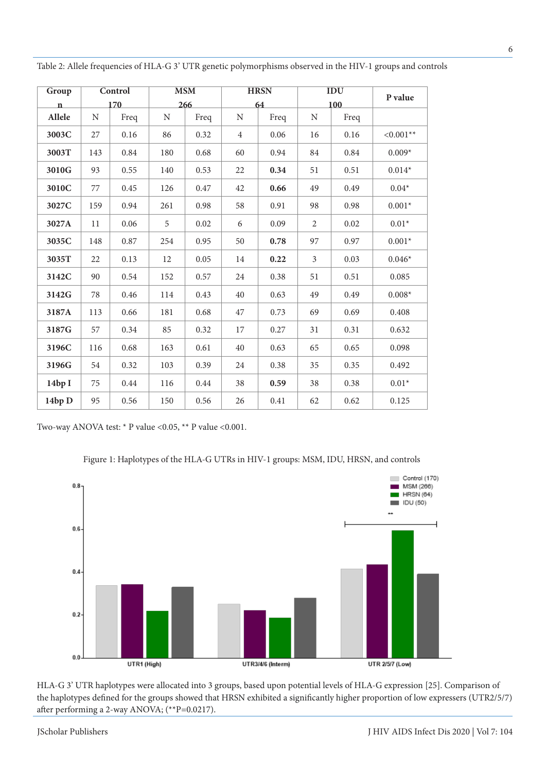Table 2: Allele frequencies of HLA-G 3' UTR genetic polymorphisms observed in the HIV-1 groups and controls

| Group n | Control 170 | | MSM 266 | | HRSN 64 | | IDU 100 | | P value |
|---|---|---|---|---|---|---|---|---|---|
| **Allele** | N | Freq | N | Freq | N | Freq | N | Freq | |
| **3003C** | 27 | 0.16 | 86 | 0.32 | 4 | 0.06 | 16 | 0.16 | <0.001** |
| **3003T** | 143 | 0.84 | 180 | 0.68 | 60 | 0.94 | 84 | 0.84 | 0.009* |
| **3010G** | 93 | 0.55 | 140 | 0.53 | 22 | **0.34** | 51 | 0.51 | 0.014* |
| **3010C** | 77 | 0.45 | 126 | 0.47 | 42 | **0.66** | 49 | 0.49 | 0.04* |
| **3027C** | 159 | 0.94 | 261 | 0.98 | 58 | 0.91 | 98 | 0.98 | 0.001* |
| **3027A** | 11 | 0.06 | 5 | 0.02 | 6 | 0.09 | 2 | 0.02 | 0.01* |
| **3035C** | 148 | 0.87 | 254 | 0.95 | 50 | **0.78** | 97 | 0.97 | 0.001* |
| **3035T** | 22 | 0.13 | 12 | 0.05 | 14 | **0.22** | 3 | 0.03 | 0.046* |
| **3142C** | 90 | 0.54 | 152 | 0.57 | 24 | 0.38 | 51 | 0.51 | 0.085 |
| **3142G** | 78 | 0.46 | 114 | 0.43 | 40 | 0.63 | 49 | 0.49 | 0.008* |
| **3187A** | 113 | 0.66 | 181 | 0.68 | 47 | 0.73 | 69 | 0.69 | 0.408 |
| **3187G** | 57 | 0.34 | 85 | 0.32 | 17 | 0.27 | 31 | 0.31 | 0.632 |
| **3196C** | 116 | 0.68 | 163 | 0.61 | 40 | 0.63 | 65 | 0.65 | 0.098 |
| **3196G** | 54 | 0.32 | 103 | 0.39 | 24 | 0.38 | 35 | 0.35 | 0.492 |
| **14bp I** | 75 | 0.44 | 116 | 0.44 | 38 | **0.59** | 38 | 0.38 | 0.01* |
| **14bp D** | 95 | 0.56 | 150 | 0.56 | 26 | 0.41 | 62 | 0.62 | 0.125 |

Two-way ANOVA test: * P value <0.05, ** P value <0.001.

Figure 1: Haplotypes of the HLA-G UTRs in HIV-1 groups: MSM, IDU, HRSN, and controls

HLA-G 3' UTR haplotypes were allocated into 3 groups, based upon potential levels of HLA-G expression [25]. Comparison of the haplotypes defined for the groups showed that HRSN exhibited a significantly higher proportion of low expressers (UTR2/5/7) after performing a 2-way ANOVA; (**P=0.0217).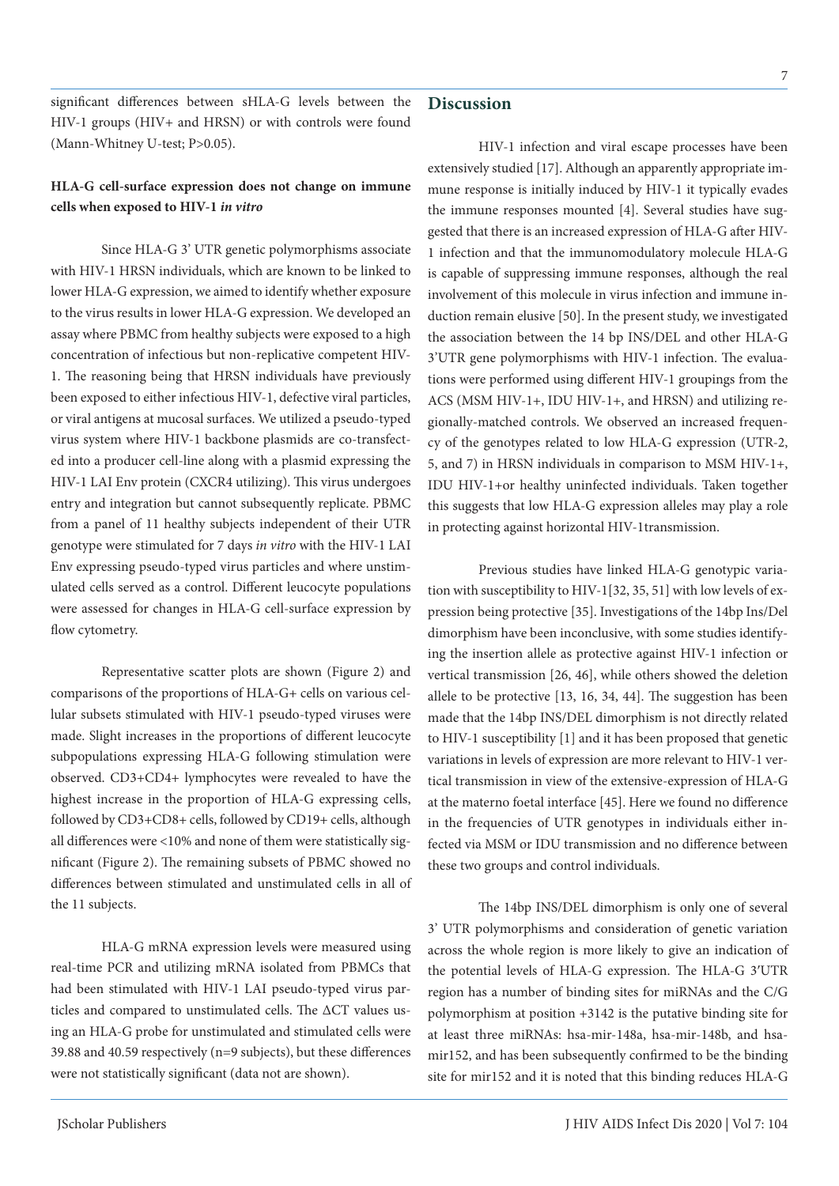significant differences between sHLA-G levels between the HIV-1 groups (HIV+ and HRSN) or with controls were found (Mann-Whitney U-test; P>0.05).

**HLA-G cell-surface expression does not change on immune cells when exposed to HIV-1 *in vitro***

Since HLA-G 3' UTR genetic polymorphisms associate with HIV-1 HRSN individuals, which are known to be linked to lower HLA-G expression, we aimed to identify whether exposure to the virus results in lower HLA-G expression. We developed an assay where PBMC from healthy subjects were exposed to a high concentration of infectious but non-replicative competent HIV-1. The reasoning being that HRSN individuals have previously been exposed to either infectious HIV-1, defective viral particles, or viral antigens at mucosal surfaces. We utilized a pseudo-typed virus system where HIV-1 backbone plasmids are co-transfected into a producer cell-line along with a plasmid expressing the HIV-1 LAI Env protein (CXCR4 utilizing). This virus undergoes entry and integration but cannot subsequently replicate. PBMC from a panel of 11 healthy subjects independent of their UTR genotype were stimulated for 7 days *in vitro* with the HIV-1 LAI Env expressing pseudo-typed virus particles and where unstimulated cells served as a control. Different leucocyte populations were assessed for changes in HLA-G cell-surface expression by flow cytometry.

Representative scatter plots are shown (Figure 2) and comparisons of the proportions of HLA-G+ cells on various cellular subsets stimulated with HIV-1 pseudo-typed viruses were made. Slight increases in the proportions of different leucocyte subpopulations expressing HLA-G following stimulation were observed. CD3+CD4+ lymphocytes were revealed to have the highest increase in the proportion of HLA-G expressing cells, followed by CD3+CD8+ cells, followed by CD19+ cells, although all differences were <10% and none of them were statistically significant (Figure 2). The remaining subsets of PBMC showed no differences between stimulated and unstimulated cells in all of the 11 subjects.

HLA-G mRNA expression levels were measured using real-time PCR and utilizing mRNA isolated from PBMCs that had been stimulated with HIV-1 LAI pseudo-typed virus particles and compared to unstimulated cells. The ΔCT values using an HLA-G probe for unstimulated and stimulated cells were 39.88 and 40.59 respectively (n=9 subjects), but these differences were not statistically significant (data not are shown).

## Discussion

HIV-1 infection and viral escape processes have been extensively studied [17]. Although an apparently appropriate immune response is initially induced by HIV-1 it typically evades the immune responses mounted [4]. Several studies have suggested that there is an increased expression of HLA-G after HIV-1 infection and that the immunomodulatory molecule HLA-G is capable of suppressing immune responses, although the real involvement of this molecule in virus infection and immune induction remain elusive [50]. In the present study, we investigated the association between the 14 bp INS/DEL and other HLA-G 3'UTR gene polymorphisms with HIV-1 infection. The evaluations were performed using different HIV-1 groupings from the ACS (MSM HIV-1+, IDU HIV-1+, and HRSN) and utilizing regionally-matched controls. We observed an increased frequency of the genotypes related to low HLA-G expression (UTR-2, 5, and 7) in HRSN individuals in comparison to MSM HIV-1+, IDU HIV-1+or healthy uninfected individuals. Taken together this suggests that low HLA-G expression alleles may play a role in protecting against horizontal HIV-1transmission.

Previous studies have linked HLA-G genotypic variation with susceptibility to HIV-1[32, 35, 51] with low levels of expression being protective [35]. Investigations of the 14bp Ins/Del dimorphism have been inconclusive, with some studies identifying the insertion allele as protective against HIV-1 infection or vertical transmission [26, 46], while others showed the deletion allele to be protective [13, 16, 34, 44]. The suggestion has been made that the 14bp INS/DEL dimorphism is not directly related to HIV-1 susceptibility [1] and it has been proposed that genetic variations in levels of expression are more relevant to HIV-1 vertical transmission in view of the extensive-expression of HLA-G at the materno foetal interface [45]. Here we found no difference in the frequencies of UTR genotypes in individuals either infected via MSM or IDU transmission and no difference between these two groups and control individuals.

The 14bp INS/DEL dimorphism is only one of several 3' UTR polymorphisms and consideration of genetic variation across the whole region is more likely to give an indication of the potential levels of HLA-G expression. The HLA-G 3′UTR region has a number of binding sites for miRNAs and the C/G polymorphism at position +3142 is the putative binding site for at least three miRNAs: hsa-mir-148a, hsa-mir-148b, and hsa-mir152, and has been subsequently confirmed to be the binding site for mir152 and it is noted that this binding reduces HLA-G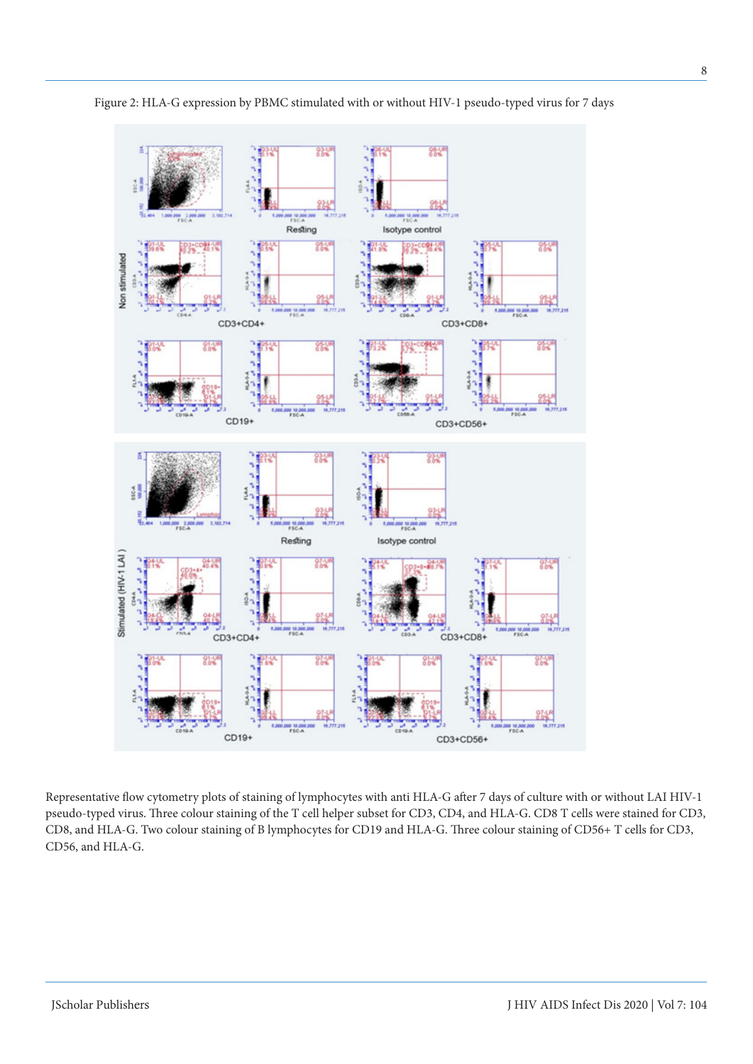Figure 2: HLA-G expression by PBMC stimulated with or without HIV-1 pseudo-typed virus for 7 days

Representative flow cytometry plots of staining of lymphocytes with anti HLA-G after 7 days of culture with or without LAI HIV-1 pseudo-typed virus. Three colour staining of the T cell helper subset for CD3, CD4, and HLA-G. CD8 T cells were stained for CD3, CD8, and HLA-G. Two colour staining of B lymphocytes for CD19 and HLA-G. Three colour staining of CD56+ T cells for CD3, CD56, and HLA-G.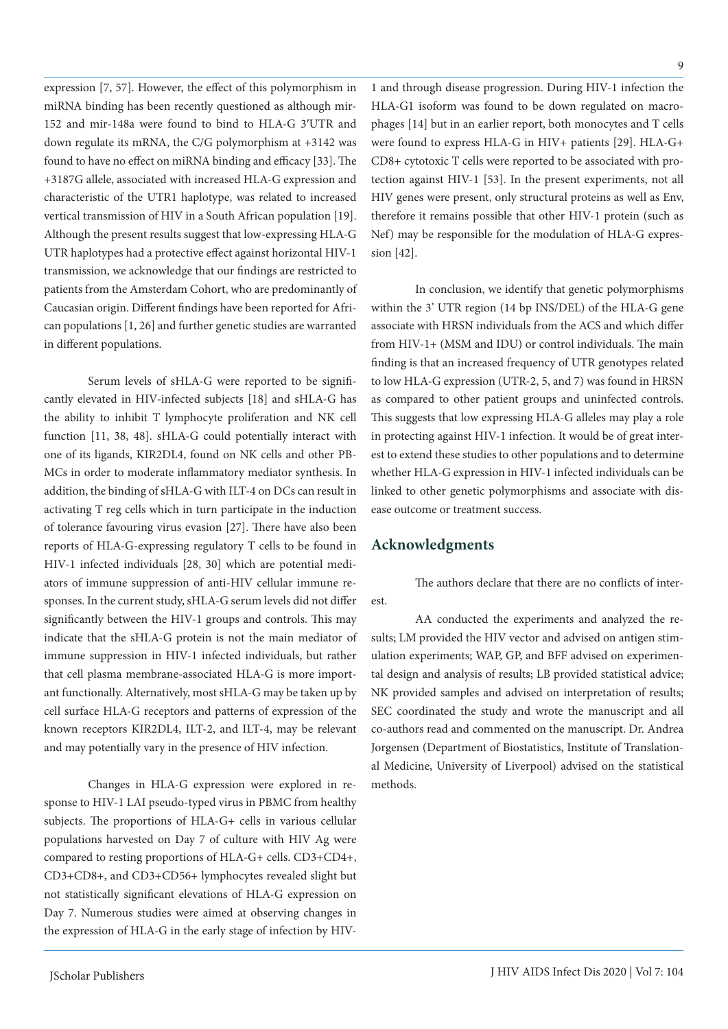expression [7, 57]. However, the effect of this polymorphism in miRNA binding has been recently questioned as although mir-152 and mir-148a were found to bind to HLA-G 3′UTR and down regulate its mRNA, the C/G polymorphism at +3142 was found to have no effect on miRNA binding and efficacy [33]. The +3187G allele, associated with increased HLA-G expression and characteristic of the UTR1 haplotype, was related to increased vertical transmission of HIV in a South African population [19]. Although the present results suggest that low-expressing HLA-G UTR haplotypes had a protective effect against horizontal HIV-1 transmission, we acknowledge that our findings are restricted to patients from the Amsterdam Cohort, who are predominantly of Caucasian origin. Different findings have been reported for African populations [1, 26] and further genetic studies are warranted in different populations.

Serum levels of sHLA-G were reported to be significantly elevated in HIV-infected subjects [18] and sHLA-G has the ability to inhibit T lymphocyte proliferation and NK cell function [11, 38, 48]. sHLA-G could potentially interact with one of its ligands, KIR2DL4, found on NK cells and other PBMCs in order to moderate inflammatory mediator synthesis. In addition, the binding of sHLA-G with ILT-4 on DCs can result in activating T reg cells which in turn participate in the induction of tolerance favouring virus evasion [27]. There have also been reports of HLA-G-expressing regulatory T cells to be found in HIV-1 infected individuals [28, 30] which are potential mediators of immune suppression of anti-HIV cellular immune responses. In the current study, sHLA-G serum levels did not differ significantly between the HIV-1 groups and controls. This may indicate that the sHLA-G protein is not the main mediator of immune suppression in HIV-1 infected individuals, but rather that cell plasma membrane-associated HLA-G is more important functionally. Alternatively, most sHLA-G may be taken up by cell surface HLA-G receptors and patterns of expression of the known receptors KIR2DL4, ILT-2, and ILT-4, may be relevant and may potentially vary in the presence of HIV infection.

Changes in HLA-G expression were explored in response to HIV-1 LAI pseudo-typed virus in PBMC from healthy subjects. The proportions of HLA-G+ cells in various cellular populations harvested on Day 7 of culture with HIV Ag were compared to resting proportions of HLA-G+ cells. CD3+CD4+, CD3+CD8+, and CD3+CD56+ lymphocytes revealed slight but not statistically significant elevations of HLA-G expression on Day 7. Numerous studies were aimed at observing changes in the expression of HLA-G in the early stage of infection by HIV-1 and through disease progression. During HIV-1 infection the HLA-G1 isoform was found to be down regulated on macrophages [14] but in an earlier report, both monocytes and T cells were found to express HLA-G in HIV+ patients [29]. HLA-G+ CD8+ cytotoxic T cells were reported to be associated with protection against HIV-1 [53]. In the present experiments, not all HIV genes were present, only structural proteins as well as Env, therefore it remains possible that other HIV-1 protein (such as Nef) may be responsible for the modulation of HLA-G expression [42].

In conclusion, we identify that genetic polymorphisms within the 3' UTR region (14 bp INS/DEL) of the HLA-G gene associate with HRSN individuals from the ACS and which differ from HIV-1+ (MSM and IDU) or control individuals. The main finding is that an increased frequency of UTR genotypes related to low HLA-G expression (UTR-2, 5, and 7) was found in HRSN as compared to other patient groups and uninfected controls. This suggests that low expressing HLA-G alleles may play a role in protecting against HIV-1 infection. It would be of great interest to extend these studies to other populations and to determine whether HLA-G expression in HIV-1 infected individuals can be linked to other genetic polymorphisms and associate with disease outcome or treatment success.

## Acknowledgments

The authors declare that there are no conflicts of interest.

AA conducted the experiments and analyzed the results; LM provided the HIV vector and advised on antigen stimulation experiments; WAP, GP, and BFF advised on experimental design and analysis of results; LB provided statistical advice; NK provided samples and advised on interpretation of results; SEC coordinated the study and wrote the manuscript and all co-authors read and commented on the manuscript. Dr. Andrea Jorgensen (Department of Biostatistics, Institute of Translational Medicine, University of Liverpool) advised on the statistical methods.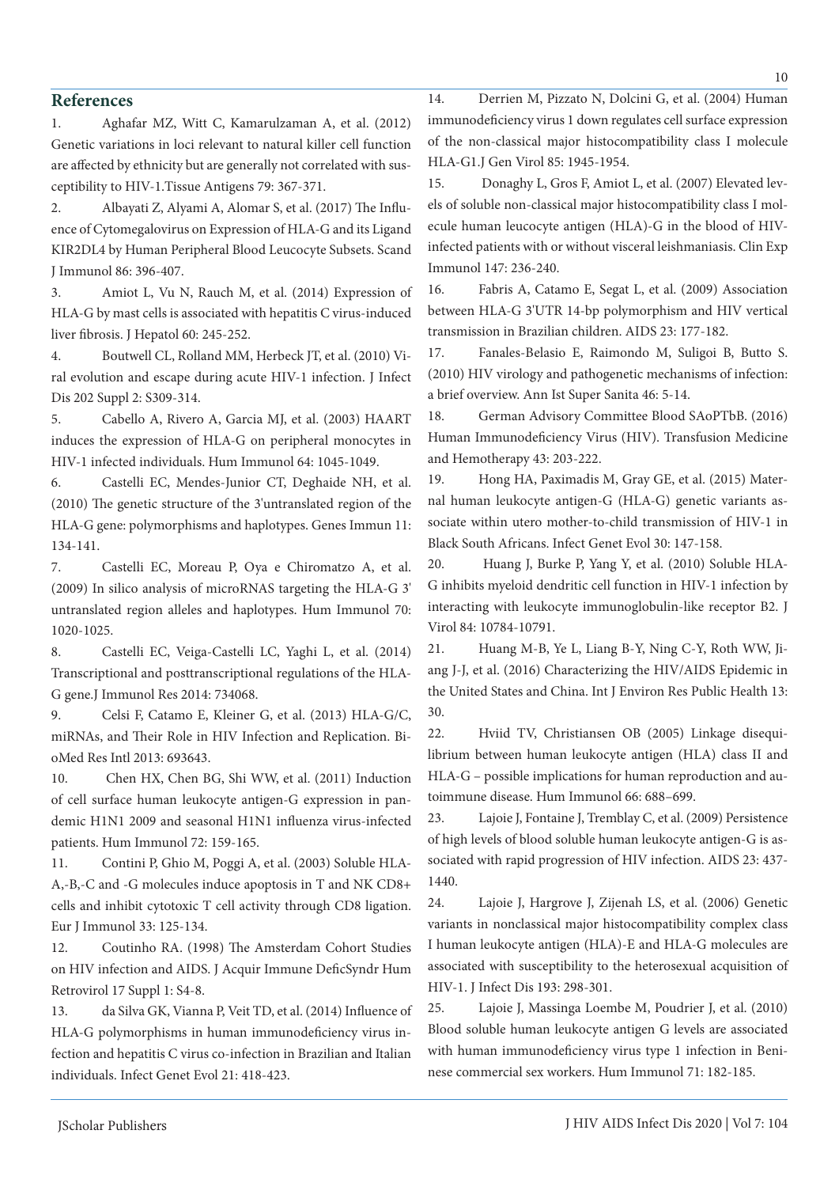## References

1. Aghafar MZ, Witt C, Kamarulzaman A, et al. (2012) Genetic variations in loci relevant to natural killer cell function are affected by ethnicity but are generally not correlated with susceptibility to HIV-1.Tissue Antigens 79: 367-371.

2. Albayati Z, Alyami A, Alomar S, et al. (2017) The Influence of Cytomegalovirus on Expression of HLA-G and its Ligand KIR2DL4 by Human Peripheral Blood Leucocyte Subsets. Scand J Immunol 86: 396-407.

3. Amiot L, Vu N, Rauch M, et al. (2014) Expression of HLA-G by mast cells is associated with hepatitis C virus-induced liver fibrosis. J Hepatol 60: 245-252.

4. Boutwell CL, Rolland MM, Herbeck JT, et al. (2010) Viral evolution and escape during acute HIV-1 infection. J Infect Dis 202 Suppl 2: S309-314.

5. Cabello A, Rivero A, Garcia MJ, et al. (2003) HAART induces the expression of HLA-G on peripheral monocytes in HIV-1 infected individuals. Hum Immunol 64: 1045-1049.

6. Castelli EC, Mendes-Junior CT, Deghaide NH, et al. (2010) The genetic structure of the 3'untranslated region of the HLA-G gene: polymorphisms and haplotypes. Genes Immun 11: 134-141.

7. Castelli EC, Moreau P, Oya e Chiromatzo A, et al. (2009) In silico analysis of microRNAS targeting the HLA-G 3' untranslated region alleles and haplotypes. Hum Immunol 70: 1020-1025.

8. Castelli EC, Veiga-Castelli LC, Yaghi L, et al. (2014) Transcriptional and posttranscriptional regulations of the HLA-G gene.J Immunol Res 2014: 734068.

9. Celsi F, Catamo E, Kleiner G, et al. (2013) HLA-G/C, miRNAs, and Their Role in HIV Infection and Replication. BioMed Res Intl 2013: 693643.

10. Chen HX, Chen BG, Shi WW, et al. (2011) Induction of cell surface human leukocyte antigen-G expression in pandemic H1N1 2009 and seasonal H1N1 influenza virus-infected patients. Hum Immunol 72: 159-165.

11. Contini P, Ghio M, Poggi A, et al. (2003) Soluble HLA-A,-B,-C and -G molecules induce apoptosis in T and NK CD8+ cells and inhibit cytotoxic T cell activity through CD8 ligation. Eur J Immunol 33: 125-134.

12. Coutinho RA. (1998) The Amsterdam Cohort Studies on HIV infection and AIDS. J Acquir Immune DeficSyndr Hum Retrovirol 17 Suppl 1: S4-8.

13. da Silva GK, Vianna P, Veit TD, et al. (2014) Influence of HLA-G polymorphisms in human immunodeficiency virus infection and hepatitis C virus co-infection in Brazilian and Italian individuals. Infect Genet Evol 21: 418-423.

14. Derrien M, Pizzato N, Dolcini G, et al. (2004) Human immunodeficiency virus 1 down regulates cell surface expression of the non-classical major histocompatibility class I molecule HLA-G1.J Gen Virol 85: 1945-1954.

15. Donaghy L, Gros F, Amiot L, et al. (2007) Elevated levels of soluble non-classical major histocompatibility class I molecule human leucocyte antigen (HLA)-G in the blood of HIV-infected patients with or without visceral leishmaniasis. Clin Exp Immunol 147: 236-240.

16. Fabris A, Catamo E, Segat L, et al. (2009) Association between HLA-G 3'UTR 14-bp polymorphism and HIV vertical transmission in Brazilian children. AIDS 23: 177-182.

17. Fanales-Belasio E, Raimondo M, Suligoi B, Butto S. (2010) HIV virology and pathogenetic mechanisms of infection: a brief overview. Ann Ist Super Sanita 46: 5-14.

18. German Advisory Committee Blood SAoPTbB. (2016) Human Immunodeficiency Virus (HIV). Transfusion Medicine and Hemotherapy 43: 203-222.

19. Hong HA, Paximadis M, Gray GE, et al. (2015) Maternal human leukocyte antigen-G (HLA-G) genetic variants associate within utero mother-to-child transmission of HIV-1 in Black South Africans. Infect Genet Evol 30: 147-158.

20. Huang J, Burke P, Yang Y, et al. (2010) Soluble HLA-G inhibits myeloid dendritic cell function in HIV-1 infection by interacting with leukocyte immunoglobulin-like receptor B2. J Virol 84: 10784-10791.

21. Huang M-B, Ye L, Liang B-Y, Ning C-Y, Roth WW, Jiang J-J, et al. (2016) Characterizing the HIV/AIDS Epidemic in the United States and China. Int J Environ Res Public Health 13: 30.

22. Hviid TV, Christiansen OB (2005) Linkage disequilibrium between human leukocyte antigen (HLA) class II and HLA-G – possible implications for human reproduction and autoimmune disease. Hum Immunol 66: 688–699.

23. Lajoie J, Fontaine J, Tremblay C, et al. (2009) Persistence of high levels of blood soluble human leukocyte antigen-G is associated with rapid progression of HIV infection. AIDS 23: 437-1440.

24. Lajoie J, Hargrove J, Zijenah LS, et al. (2006) Genetic variants in nonclassical major histocompatibility complex class I human leukocyte antigen (HLA)-E and HLA-G molecules are associated with susceptibility to the heterosexual acquisition of HIV-1. J Infect Dis 193: 298-301.

25. Lajoie J, Massinga Loembe M, Poudrier J, et al. (2010) Blood soluble human leukocyte antigen G levels are associated with human immunodeficiency virus type 1 infection in Beninese commercial sex workers. Hum Immunol 71: 182-185.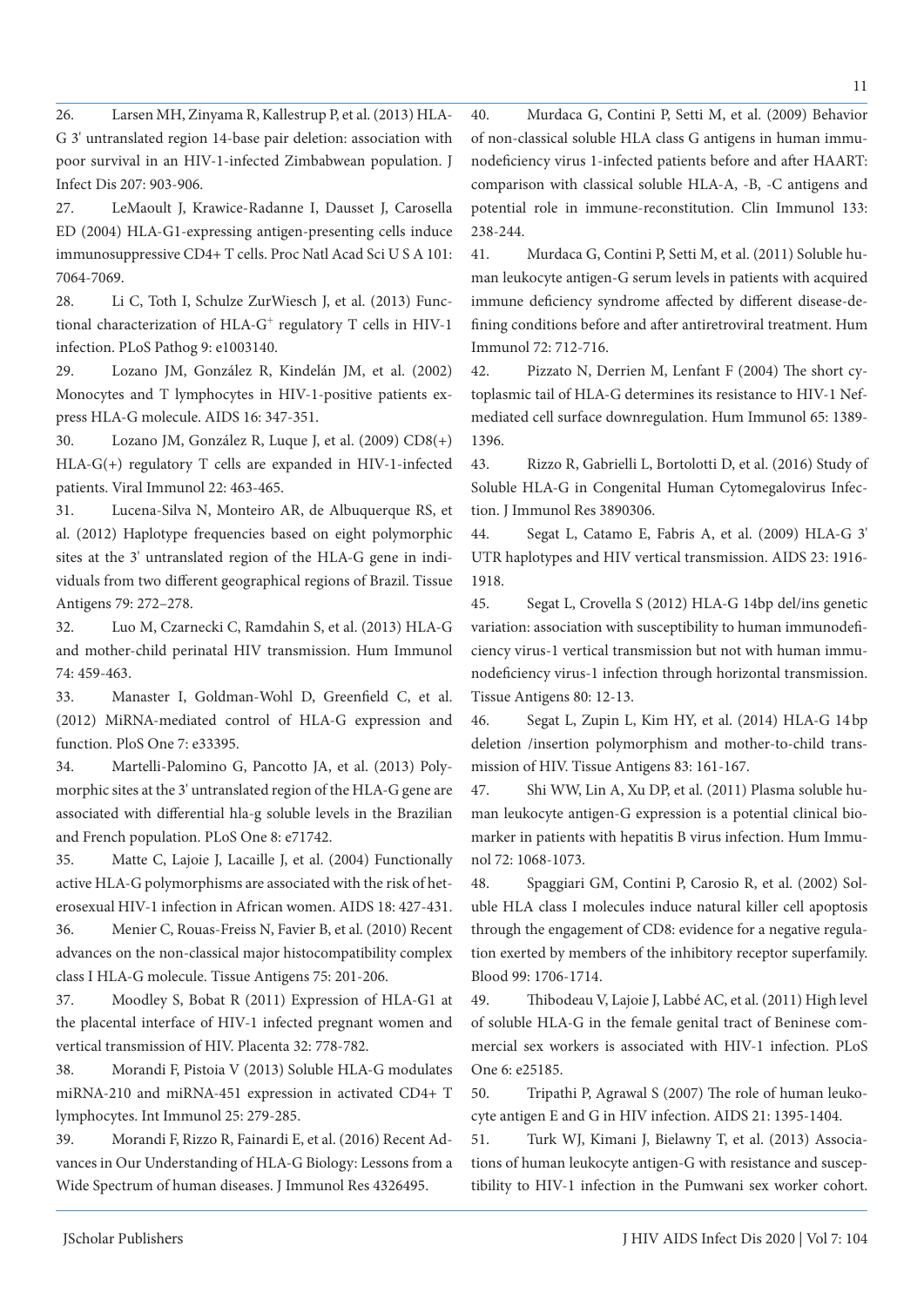26. Larsen MH, Zinyama R, Kallestrup P, et al. (2013) HLA-G 3' untranslated region 14-base pair deletion: association with poor survival in an HIV-1-infected Zimbabwean population. J Infect Dis 207: 903-906.

27. LeMaoult J, Krawice-Radanne I, Dausset J, Carosella ED (2004) HLA-G1-expressing antigen-presenting cells induce immunosuppressive CD4+ T cells. Proc Natl Acad Sci U S A 101: 7064-7069.

28. Li C, Toth I, Schulze ZurWiesch J, et al. (2013) Functional characterization of HLA-G$^{+}$ regulatory T cells in HIV-1 infection. PLoS Pathog 9: e1003140.

29. Lozano JM, González R, Kindelán JM, et al. (2002) Monocytes and T lymphocytes in HIV-1-positive patients express HLA-G molecule. AIDS 16: 347-351.

30. Lozano JM, González R, Luque J, et al. (2009) CD8(+) HLA-G(+) regulatory T cells are expanded in HIV-1-infected patients. Viral Immunol 22: 463-465.

31. Lucena-Silva N, Monteiro AR, de Albuquerque RS, et al. (2012) Haplotype frequencies based on eight polymorphic sites at the 3' untranslated region of the HLA-G gene in individuals from two different geographical regions of Brazil. Tissue Antigens 79: 272–278.

32. Luo M, Czarnecki C, Ramdahin S, et al. (2013) HLA-G and mother-child perinatal HIV transmission. Hum Immunol 74: 459-463.

33. Manaster I, Goldman-Wohl D, Greenfield C, et al. (2012) MiRNA-mediated control of HLA-G expression and function. PloS One 7: e33395.

34. Martelli-Palomino G, Pancotto JA, et al. (2013) Polymorphic sites at the 3' untranslated region of the HLA-G gene are associated with differential hla-g soluble levels in the Brazilian and French population. PLoS One 8: e71742.

35. Matte C, Lajoie J, Lacaille J, et al. (2004) Functionally active HLA-G polymorphisms are associated with the risk of heterosexual HIV-1 infection in African women. AIDS 18: 427-431.

36. Menier C, Rouas-Freiss N, Favier B, et al. (2010) Recent advances on the non-classical major histocompatibility complex class I HLA-G molecule. Tissue Antigens 75: 201-206.

37. Moodley S, Bobat R (2011) Expression of HLA-G1 at the placental interface of HIV-1 infected pregnant women and vertical transmission of HIV. Placenta 32: 778-782.

38. Morandi F, Pistoia V (2013) Soluble HLA-G modulates miRNA-210 and miRNA-451 expression in activated CD4+ T lymphocytes. Int Immunol 25: 279-285.

39. Morandi F, Rizzo R, Fainardi E, et al. (2016) Recent Advances in Our Understanding of HLA-G Biology: Lessons from a Wide Spectrum of human diseases. J Immunol Res 4326495.

40. Murdaca G, Contini P, Setti M, et al. (2009) Behavior of non-classical soluble HLA class G antigens in human immunodeficiency virus 1-infected patients before and after HAART: comparison with classical soluble HLA-A, -B, -C antigens and potential role in immune-reconstitution. Clin Immunol 133: 238-244.

41. Murdaca G, Contini P, Setti M, et al. (2011) Soluble human leukocyte antigen-G serum levels in patients with acquired immune deficiency syndrome affected by different disease-defining conditions before and after antiretroviral treatment. Hum Immunol 72: 712-716.

42. Pizzato N, Derrien M, Lenfant F (2004) The short cytoplasmic tail of HLA-G determines its resistance to HIV-1 Nef-mediated cell surface downregulation. Hum Immunol 65: 1389-1396.

43. Rizzo R, Gabrielli L, Bortolotti D, et al. (2016) Study of Soluble HLA-G in Congenital Human Cytomegalovirus Infection. J Immunol Res 3890306.

44. Segat L, Catamo E, Fabris A, et al. (2009) HLA-G 3' UTR haplotypes and HIV vertical transmission. AIDS 23: 1916-1918.

45. Segat L, Crovella S (2012) HLA-G 14bp del/ins genetic variation: association with susceptibility to human immunodeficiency virus-1 vertical transmission but not with human immunodeficiency virus-1 infection through horizontal transmission. Tissue Antigens 80: 12-13.

46. Segat L, Zupin L, Kim HY, et al. (2014) HLA-G 14 bp deletion /insertion polymorphism and mother-to-child transmission of HIV. Tissue Antigens 83: 161-167.

47. Shi WW, Lin A, Xu DP, et al. (2011) Plasma soluble human leukocyte antigen-G expression is a potential clinical biomarker in patients with hepatitis B virus infection. Hum Immunol 72: 1068-1073.

48. Spaggiari GM, Contini P, Carosio R, et al. (2002) Soluble HLA class I molecules induce natural killer cell apoptosis through the engagement of CD8: evidence for a negative regulation exerted by members of the inhibitory receptor superfamily. Blood 99: 1706-1714.

49. Thibodeau V, Lajoie J, Labbé AC, et al. (2011) High level of soluble HLA-G in the female genital tract of Beninese commercial sex workers is associated with HIV-1 infection. PLoS One 6: e25185.

50. Tripathi P, Agrawal S (2007) The role of human leukocyte antigen E and G in HIV infection. AIDS 21: 1395-1404.

51. Turk WJ, Kimani J, Bielawny T, et al. (2013) Associations of human leukocyte antigen-G with resistance and susceptibility to HIV-1 infection in the Pumwani sex worker cohort.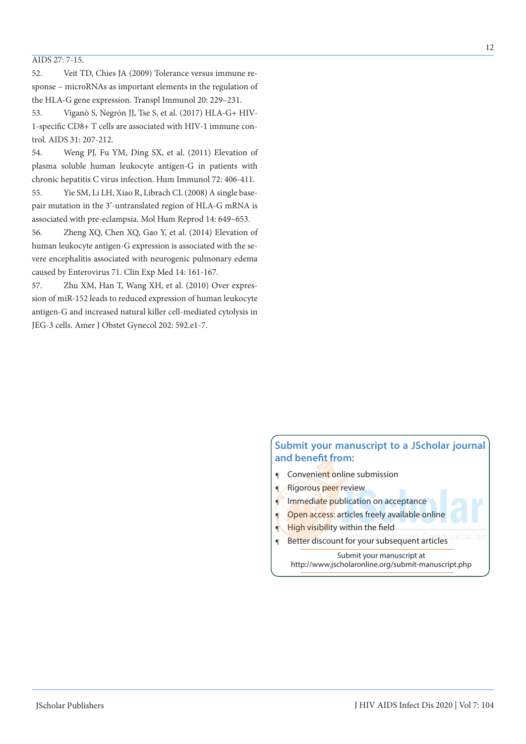AIDS 27: 7-15.

52. Veit TD, Chies JA (2009) Tolerance versus immune response – microRNAs as important elements in the regulation of the HLA-G gene expression. Transpl Immunol 20: 229–231.

53. Viganò S, Negrón JJ, Tse S, et al. (2017) HLA-G+ HIV-1-specific CD8+ T cells are associated with HIV-1 immune control. AIDS 31: 207-212.

54. Weng PJ, Fu YM, Ding SX, et al. (2011) Elevation of plasma soluble human leukocyte antigen-G in patients with chronic hepatitis C virus infection. Hum Immunol 72: 406-411.

55. Yie SM, Li LH, Xiao R, Librach CL (2008) A single base-pair mutation in the 3'-untranslated region of HLA-G mRNA is associated with pre-eclampsia. Mol Hum Reprod 14: 649–653.

56. Zheng XQ, Chen XQ, Gao Y, et al. (2014) Elevation of human leukocyte antigen-G expression is associated with the severe encephalitis associated with neurogenic pulmonary edema caused by Enterovirus 71. Clin Exp Med 14: 161-167.

57. Zhu XM, Han T, Wang XH, et al. (2010) Over expression of miR-152 leads to reduced expression of human leukocyte antigen-G and increased natural killer cell-mediated cytolysis in JEG-3 cells. Amer J Obstet Gynecol 202: 592.e1-7.

**Submit your manuscript to a JScholar journal and benefit from:**

- Convenient online submission
- Rigorous peer review
- Immediate publication on acceptance
- Open access: articles freely available online
- High visibility within the field
- Better discount for your subsequent articles

Submit your manuscript at http://www.jscholaronline.org/submit-manuscript.php